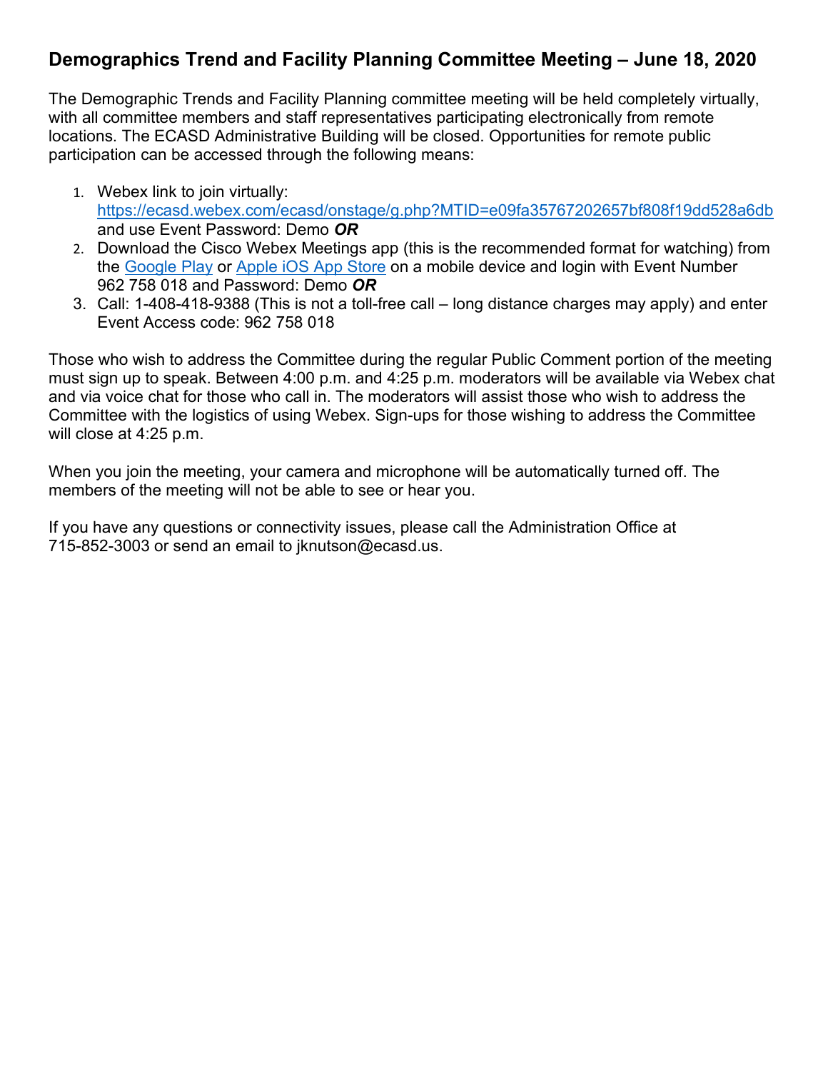## Demographics Trend and Facility Planning Committee Meeting – June 18, 2020

The Demographic Trends and Facility Planning committee meeting will be held completely virtually, with all committee members and staff representatives participating electronically from remote locations. The ECASD Administrative Building will be closed. Opportunities for remote public participation can be accessed through the following means:

1. Webex link to join virtually: https://ecasd.webex.com/ecasd/onstage/g.php?MTID=e09fa35767202657bf808f19dd528a6db and use Event Password: Demo ***OR***
2. Download the Cisco Webex Meetings app (this is the recommended format for watching) from the Google Play or Apple iOS App Store on a mobile device and login with Event Number 962 758 018 and Password: Demo ***OR***
3. Call: 1-408-418-9388 (This is not a toll-free call – long distance charges may apply) and enter Event Access code: 962 758 018

Those who wish to address the Committee during the regular Public Comment portion of the meeting must sign up to speak. Between 4:00 p.m. and 4:25 p.m. moderators will be available via Webex chat and via voice chat for those who call in. The moderators will assist those who wish to address the Committee with the logistics of using Webex. Sign-ups for those wishing to address the Committee will close at 4:25 p.m.

When you join the meeting, your camera and microphone will be automatically turned off. The members of the meeting will not be able to see or hear you.

If you have any questions or connectivity issues, please call the Administration Office at 715-852-3003 or send an email to jknutson@ecasd.us.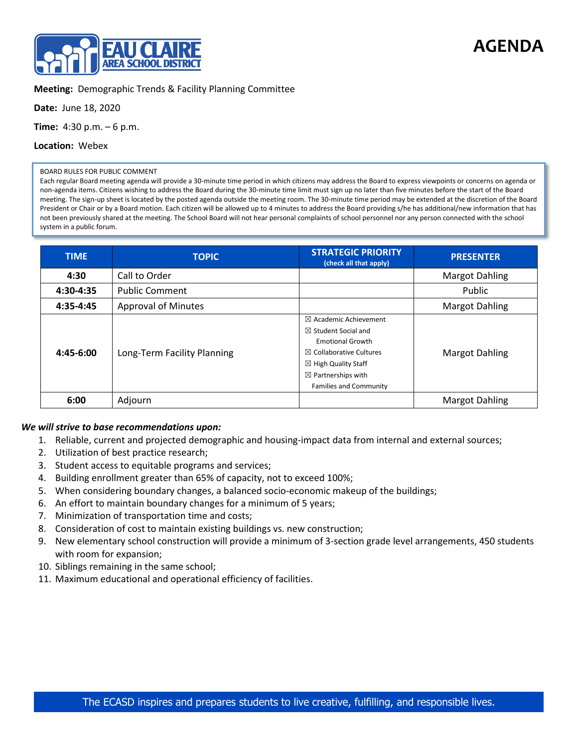# AGENDA

EAU CLAIRE AREA SCHOOL DISTRICT

**Meeting:** Demographic Trends & Facility Planning Committee

**Date:** June 18, 2020

**Time:** 4:30 p.m. – 6 p.m.

**Location:** Webex

BOARD RULES FOR PUBLIC COMMENT

Each regular Board meeting agenda will provide a 30-minute time period in which citizens may address the Board to express viewpoints or concerns on agenda or non-agenda items. Citizens wishing to address the Board during the 30-minute time limit must sign up no later than five minutes before the start of the Board meeting. The sign-up sheet is located by the posted agenda outside the meeting room. The 30-minute time period may be extended at the discretion of the Board President or Chair or by a Board motion. Each citizen will be allowed up to 4 minutes to address the Board providing s/he has additional/new information that has not been previously shared at the meeting. The School Board will not hear personal complaints of school personnel nor any person connected with the school system in a public forum.

| TIME | TOPIC | STRATEGIC PRIORITY (check all that apply) | PRESENTER |
|---|---|---|---|
| 4:30 | Call to Order | | Margot Dahling |
| 4:30-4:35 | Public Comment | | Public |
| 4:35-4:45 | Approval of Minutes | | Margot Dahling |
| 4:45-6:00 | Long-Term Facility Planning | ☒ Academic Achievement<br>☒ Student Social and Emotional Growth<br>☒ Collaborative Cultures<br>☒ High Quality Staff<br>☒ Partnerships with Families and Community | Margot Dahling |
| 6:00 | Adjourn | | Margot Dahling |

***We will strive to base recommendations upon:***

1. Reliable, current and projected demographic and housing-impact data from internal and external sources;
2. Utilization of best practice research;
3. Student access to equitable programs and services;
4. Building enrollment greater than 65% of capacity, not to exceed 100%;
5. When considering boundary changes, a balanced socio-economic makeup of the buildings;
6. An effort to maintain boundary changes for a minimum of 5 years;
7. Minimization of transportation time and costs;
8. Consideration of cost to maintain existing buildings vs. new construction;
9. New elementary school construction will provide a minimum of 3-section grade level arrangements, 450 students with room for expansion;
10. Siblings remaining in the same school;
11. Maximum educational and operational efficiency of facilities.

The ECASD inspires and prepares students to live creative, fulfilling, and responsible lives.